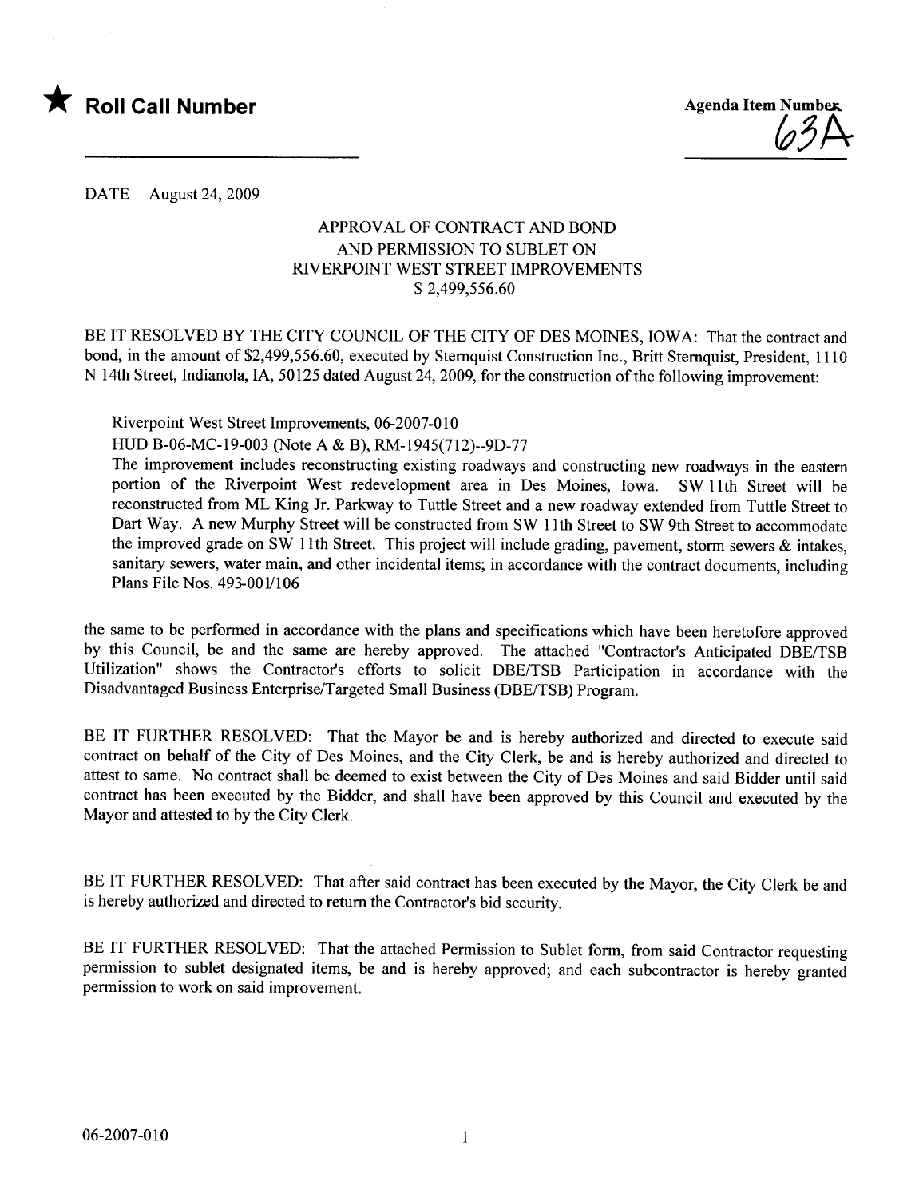★ **Roll Call Number**

**Agenda Item Number**
63A

DATE August 24, 2009

APPROVAL OF CONTRACT AND BOND
AND PERMISSION TO SUBLET ON
RIVERPOINT WEST STREET IMPROVEMENTS
$ 2,499,556.60

BE IT RESOLVED BY THE CITY COUNCIL OF THE CITY OF DES MOINES, IOWA: That the contract and bond, in the amount of $2,499,556.60, executed by Sternquist Construction Inc., Britt Sternquist, President, 1110 N 14th Street, Indianola, IA, 50125 dated August 24, 2009, for the construction of the following improvement:

Riverpoint West Street Improvements, 06-2007-010
HUD B-06-MC-19-003 (Note A & B), RM-1945(712)--9D-77
The improvement includes reconstructing existing roadways and constructing new roadways in the eastern portion of the Riverpoint West redevelopment area in Des Moines, Iowa. SW 11th Street will be reconstructed from ML King Jr. Parkway to Tuttle Street and a new roadway extended from Tuttle Street to Dart Way. A new Murphy Street will be constructed from SW 11th Street to SW 9th Street to accommodate the improved grade on SW 11th Street. This project will include grading, pavement, storm sewers & intakes, sanitary sewers, water main, and other incidental items; in accordance with the contract documents, including Plans File Nos. 493-001/106

the same to be performed in accordance with the plans and specifications which have been heretofore approved by this Council, be and the same are hereby approved. The attached "Contractor's Anticipated DBE/TSB Utilization" shows the Contractor's efforts to solicit DBE/TSB Participation in accordance with the Disadvantaged Business Enterprise/Targeted Small Business (DBE/TSB) Program.

BE IT FURTHER RESOLVED: That the Mayor be and is hereby authorized and directed to execute said contract on behalf of the City of Des Moines, and the City Clerk, be and is hereby authorized and directed to attest to same. No contract shall be deemed to exist between the City of Des Moines and said Bidder until said contract has been executed by the Bidder, and shall have been approved by this Council and executed by the Mayor and attested to by the City Clerk.

BE IT FURTHER RESOLVED: That after said contract has been executed by the Mayor, the City Clerk be and is hereby authorized and directed to return the Contractor's bid security.

BE IT FURTHER RESOLVED: That the attached Permission to Sublet form, from said Contractor requesting permission to sublet designated items, be and is hereby approved; and each subcontractor is hereby granted permission to work on said improvement.

06-2007-010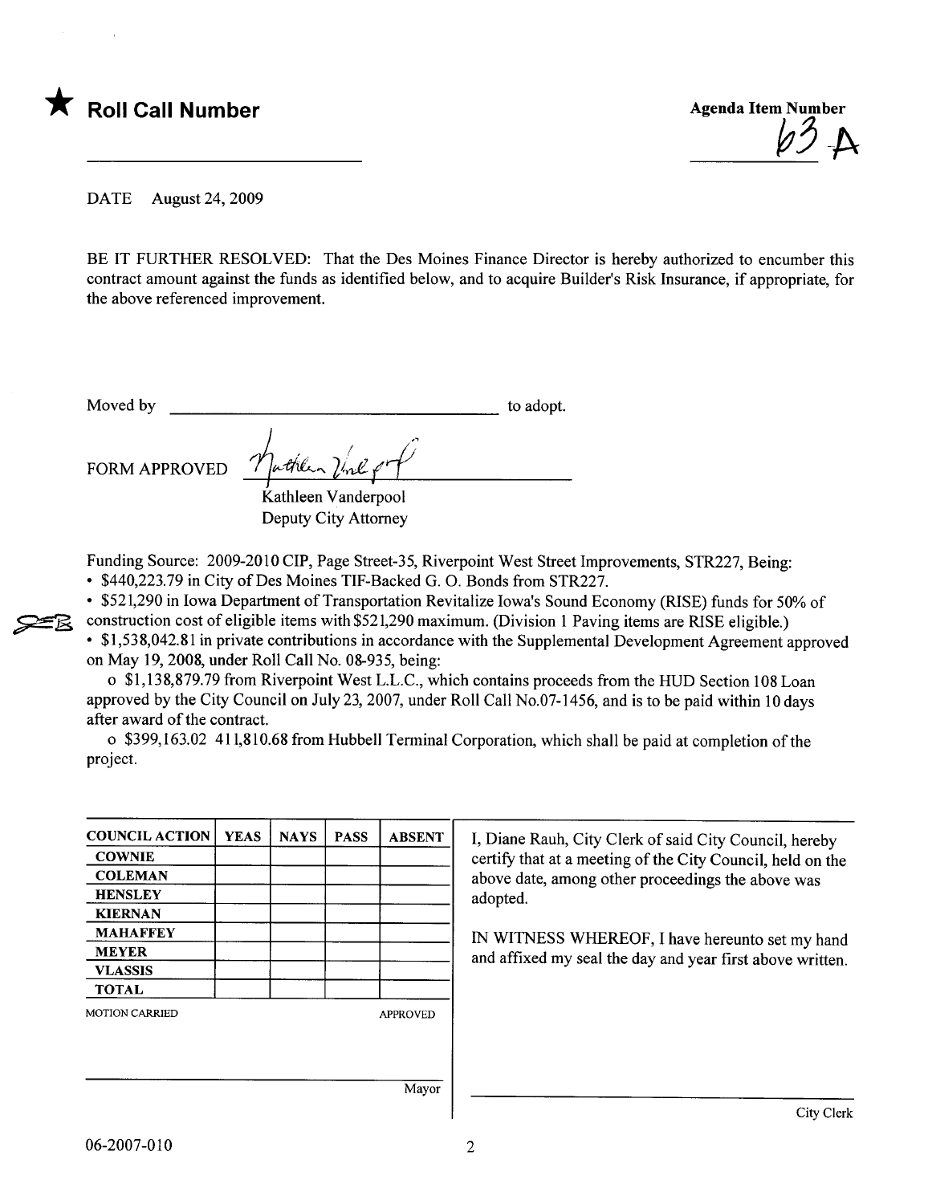★ **Roll Call Number**

______________________

**Agenda Item Number**

63-A

DATE August 24, 2009

BE IT FURTHER RESOLVED: That the Des Moines Finance Director is hereby authorized to encumber this contract amount against the funds as identified below, and to acquire Builder's Risk Insurance, if appropriate, for the above referenced improvement.

Moved by ______________________ to adopt.

FORM APPROVED [signature]
Kathleen Vanderpool
Deputy City Attorney

Funding Source: 2009-2010 CIP, Page Street-35, Riverpoint West Street Improvements, STR227, Being:

- $440,223.79 in City of Des Moines TIF-Backed G. O. Bonds from STR227.
- $521,290 in Iowa Department of Transportation Revitalize Iowa's Sound Economy (RISE) funds for 50% of construction cost of eligible items with $521,290 maximum. (Division 1 Paving items are RISE eligible.)
- $1,538,042.81 in private contributions in accordance with the Supplemental Development Agreement approved on May 19, 2008, under Roll Call No. 08-935, being:
  - $1,138,879.79 from Riverpoint West L.L.C., which contains proceeds from the HUD Section 108 Loan approved by the City Council on July 23, 2007, under Roll Call No.07-1456, and is to be paid within 10 days after award of the contract.
  - ~~$399,163.02~~ 411,810.68 from Hubbell Terminal Corporation, which shall be paid at completion of the project.

| COUNCIL ACTION | YEAS | NAYS | PASS | ABSENT |
|---|---|---|---|---|
| COWNIE | | | | |
| COLEMAN | | | | |
| HENSLEY | | | | |
| KIERNAN | | | | |
| MAHAFFEY | | | | |
| MEYER | | | | |
| VLASSIS | | | | |
| TOTAL | | | | |

MOTION CARRIED APPROVED

______________________
Mayor

I, Diane Rauh, City Clerk of said City Council, hereby certify that at a meeting of the City Council, held on the above date, among other proceedings the above was adopted.

IN WITNESS WHEREOF, I have hereunto set my hand and affixed my seal the day and year first above written.

______________________
City Clerk

06-2007-010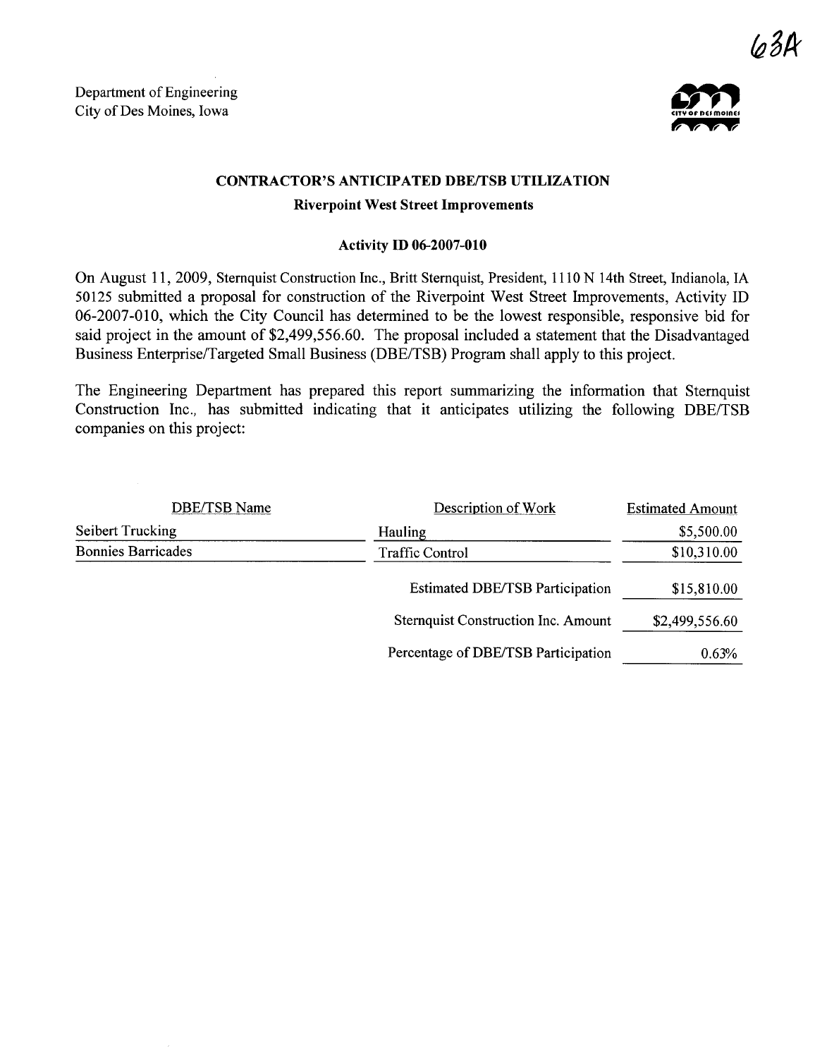63A

Department of Engineering
City of Des Moines, Iowa

## CONTRACTOR'S ANTICIPATED DBE/TSB UTILIZATION

### Riverpoint West Street Improvements

#### Activity ID 06-2007-010

On August 11, 2009, Sternquist Construction Inc., Britt Sternquist, President, 1110 N 14th Street, Indianola, IA 50125 submitted a proposal for construction of the Riverpoint West Street Improvements, Activity ID 06-2007-010, which the City Council has determined to be the lowest responsible, responsive bid for said project in the amount of $2,499,556.60. The proposal included a statement that the Disadvantaged Business Enterprise/Targeted Small Business (DBE/TSB) Program shall apply to this project.

The Engineering Department has prepared this report summarizing the information that Sternquist Construction Inc., has submitted indicating that it anticipates utilizing the following DBE/TSB companies on this project:

| DBE/TSB Name | Description of Work | Estimated Amount |
| --- | --- | --- |
| Seibert Trucking | Hauling | $5,500.00 |
| Bonnies Barricades | Traffic Control | $10,310.00 |
| | Estimated DBE/TSB Participation | $15,810.00 |
| | Sternquist Construction Inc. Amount | $2,499,556.60 |
| | Percentage of DBE/TSB Participation | 0.63% |